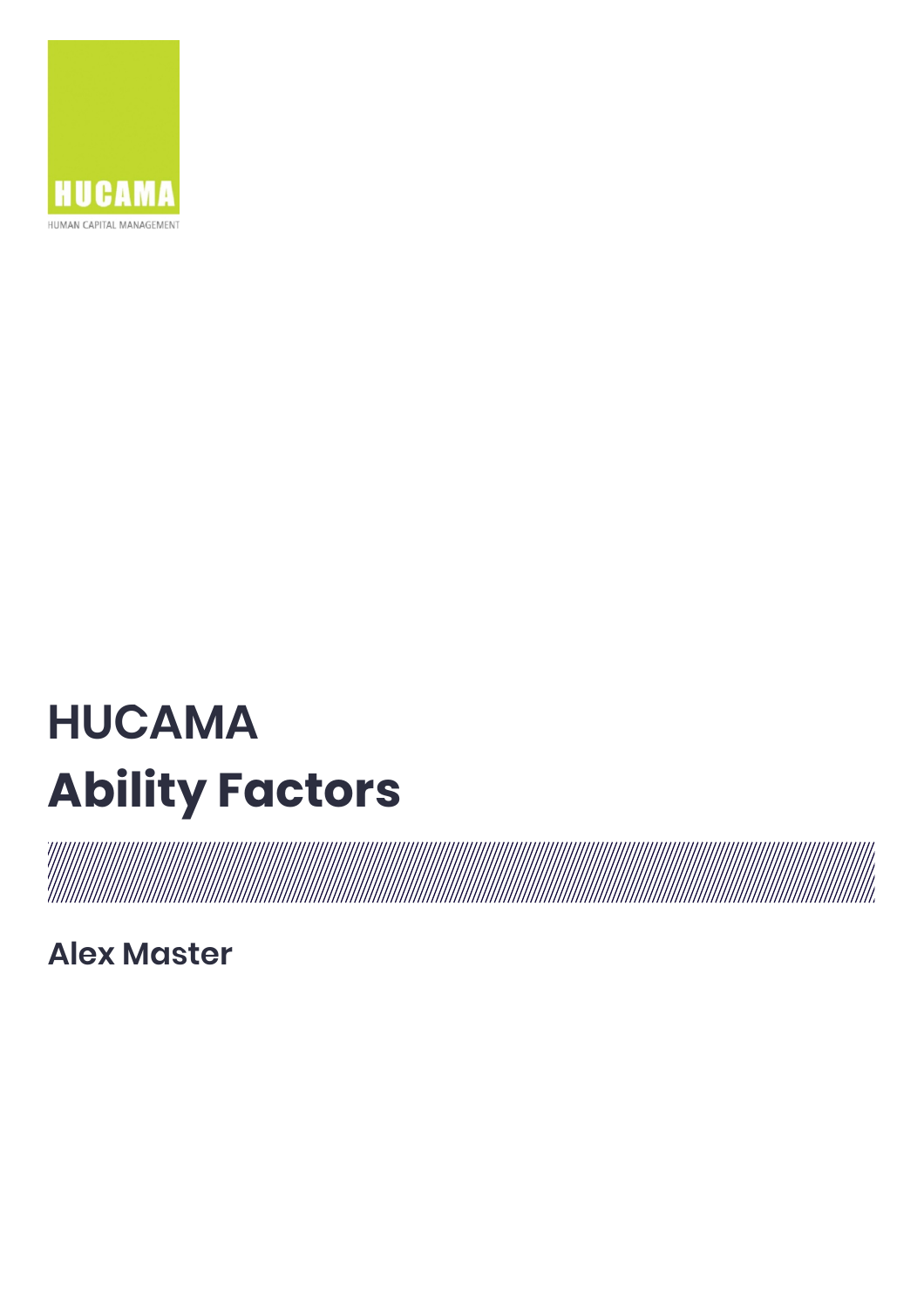HUCAMA

HUMAN CAPITAL MANAGEMENT

# HUCAMA
# Ability Factors

## Alex Master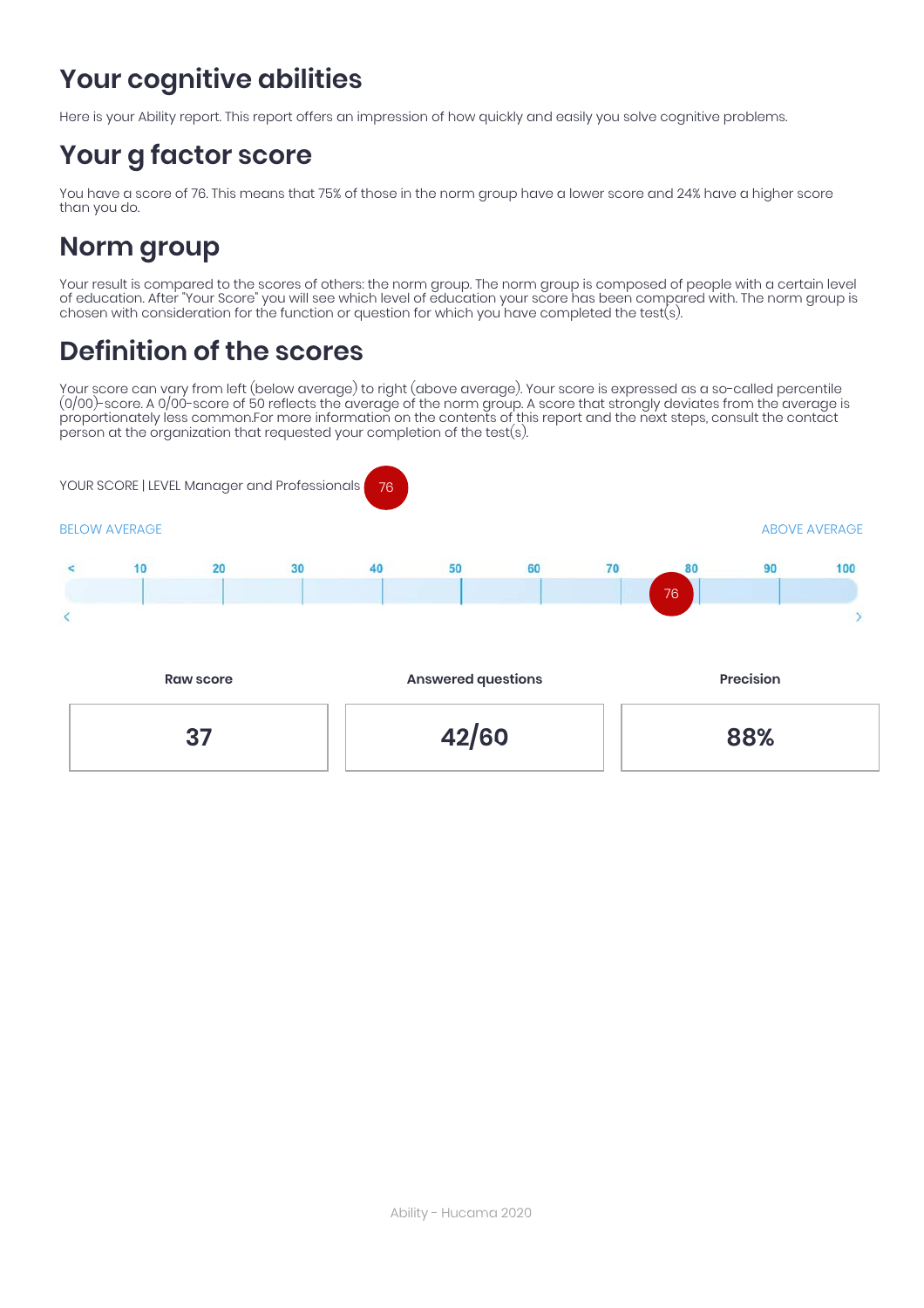# Your cognitive abilities

Here is your Ability report. This report offers an impression of how quickly and easily you solve cognitive problems.

# Your g factor score

You have a score of 76. This means that 75% of those in the norm group have a lower score and 24% have a higher score than you do.

# Norm group

Your result is compared to the scores of others: the norm group. The norm group is composed of people with a certain level of education. After "Your Score" you will see which level of education your score has been compared with. The norm group is chosen with consideration for the function or question for which you have completed the test(s).

# Definition of the scores

Your score can vary from left (below average) to right (above average). Your score is expressed as a so-called percentile (0/00)-score. A 0/00-score of 50 reflects the average of the norm group. A score that strongly deviates from the average is proportionately less common.For more information on the contents of this report and the next steps, consult the contact person at the organization that requested your completion of the test(s).

YOUR SCORE | LEVEL Manager and Professionals 76

BELOW AVERAGE ... ABOVE AVERAGE

< 10 20 30 40 50 60 70 80 90 100

76

| Raw score | Answered questions | Precision |
| --- | --- | --- |
| 37 | 42/60 | 88% |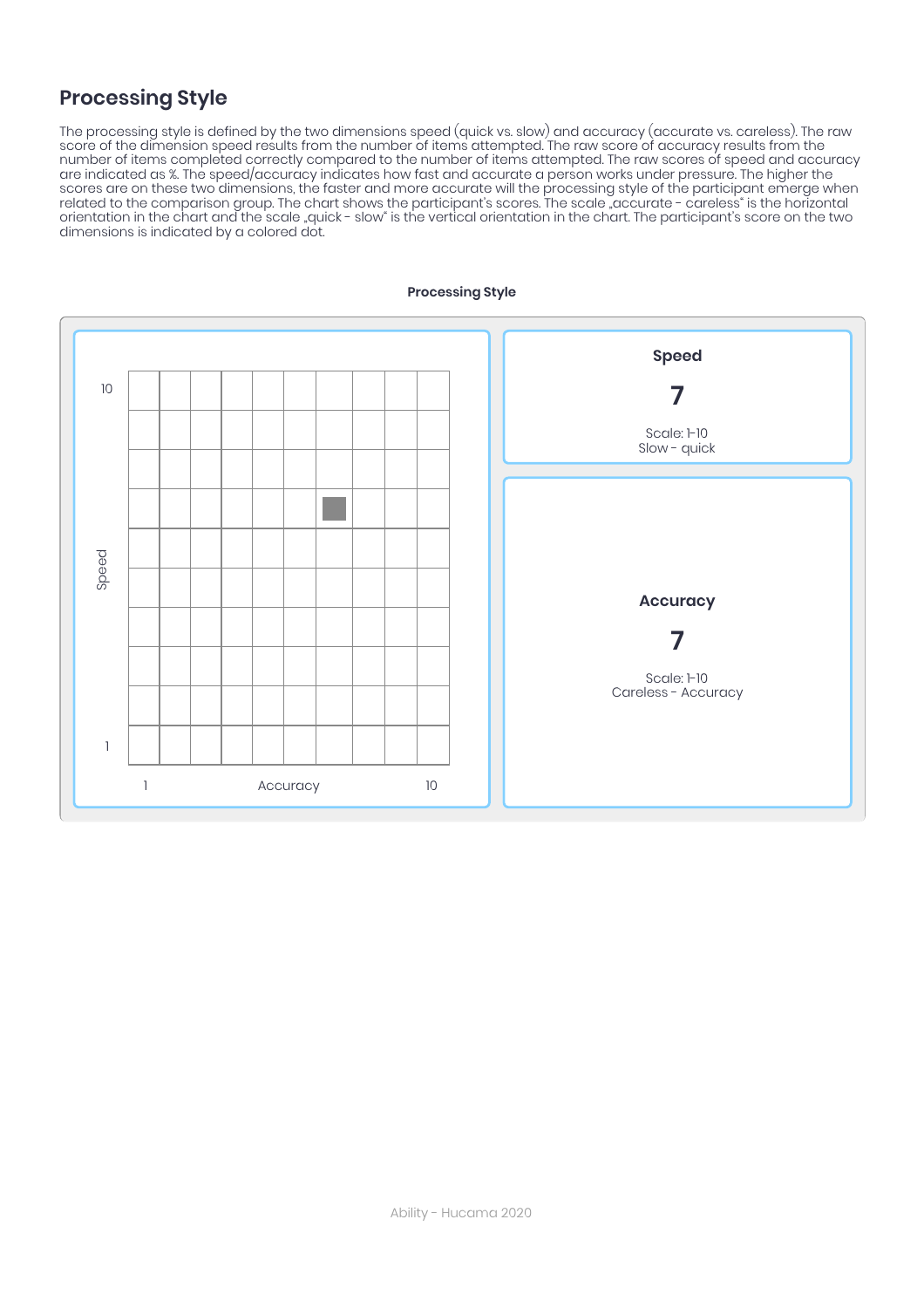## Processing Style

The processing style is defined by the two dimensions speed (quick vs. slow) and accuracy (accurate vs. careless). The raw score of the dimension speed results from the number of items attempted. The raw score of accuracy results from the number of items completed correctly compared to the number of items attempted. The raw scores of speed and accuracy are indicated as %. The speed/accuracy indicates how fast and accurate a person works under pressure. The higher the scores are on these two dimensions, the faster and more accurate will the processing style of the participant emerge when related to the comparison group. The chart shows the participant's scores. The scale „accurate - careless" is the horizontal orientation in the chart and the scale „quick - slow" is the vertical orientation in the chart. The participant's score on the two dimensions is indicated by a colored dot.

**Processing Style**

Speed: 10 / 1

Accuracy: 1 / 10

**Speed**

**7**

Scale: 1-10
Slow - quick

**Accuracy**

**7**

Scale: 1-10
Careless - Accuracy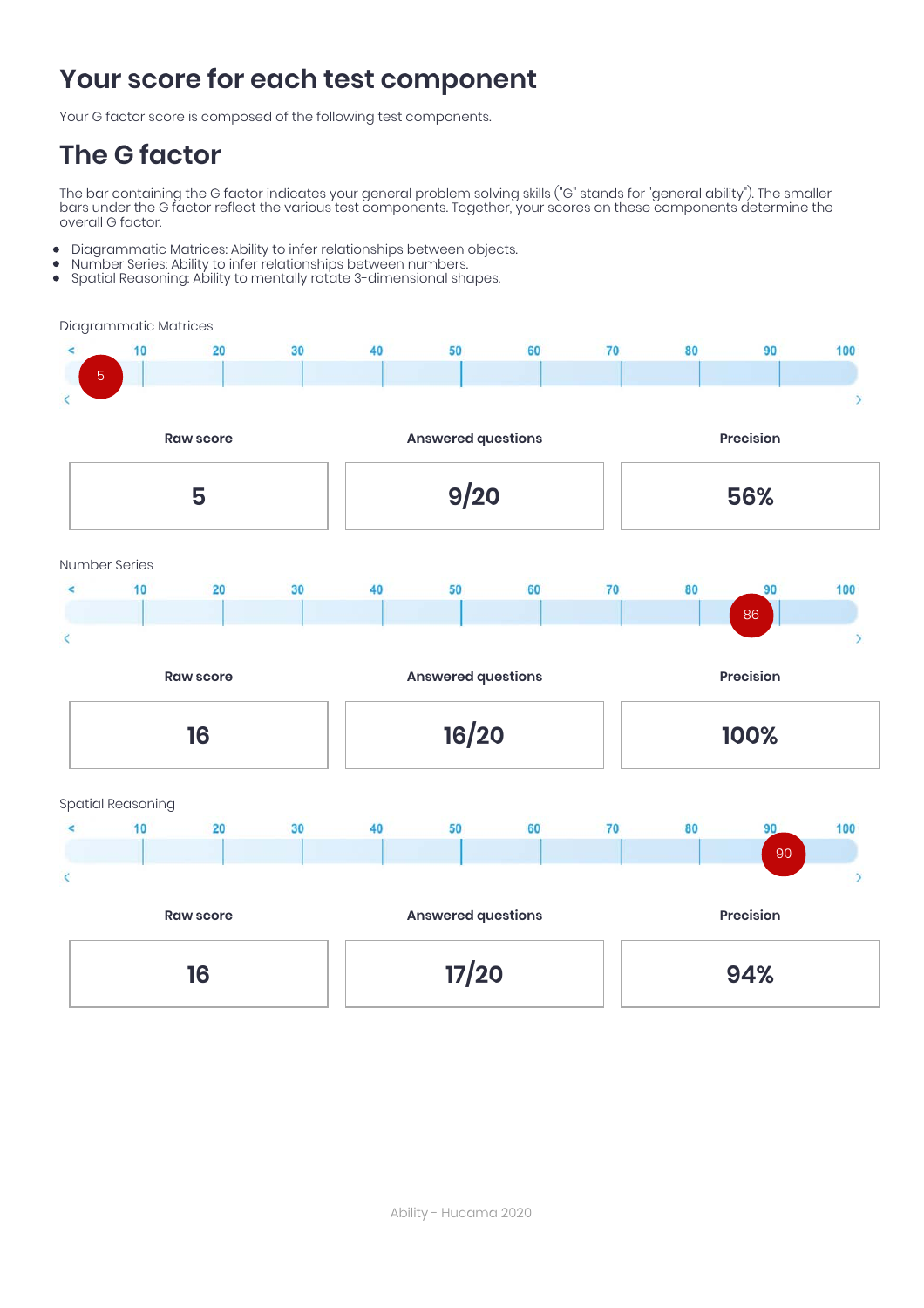# Your score for each test component

Your G factor score is composed of the following test components.

## The G factor

The bar containing the G factor indicates your general problem solving skills ("G" stands for "general ability"). The smaller bars under the G factor reflect the various test components. Together, your scores on these components determine the overall G factor.

- Diagrammatic Matrices: Ability to infer relationships between objects.
- Number Series: Ability to infer relationships between numbers.
- Spatial Reasoning: Ability to mentally rotate 3-dimensional shapes.

### Diagrammatic Matrices

Score: 5 (scale: < 10 20 30 40 50 60 70 80 90 100)

| Raw score | Answered questions | Precision |
|---|---|---|
| 5 | 9/20 | 56% |

### Number Series

Score: 86 (scale: < 10 20 30 40 50 60 70 80 90 100)

| Raw score | Answered questions | Precision |
|---|---|---|
| 16 | 16/20 | 100% |

### Spatial Reasoning

Score: 90 (scale: < 10 20 30 40 50 60 70 80 90 100)

| Raw score | Answered questions | Precision |
|---|---|---|
| 16 | 17/20 | 94% |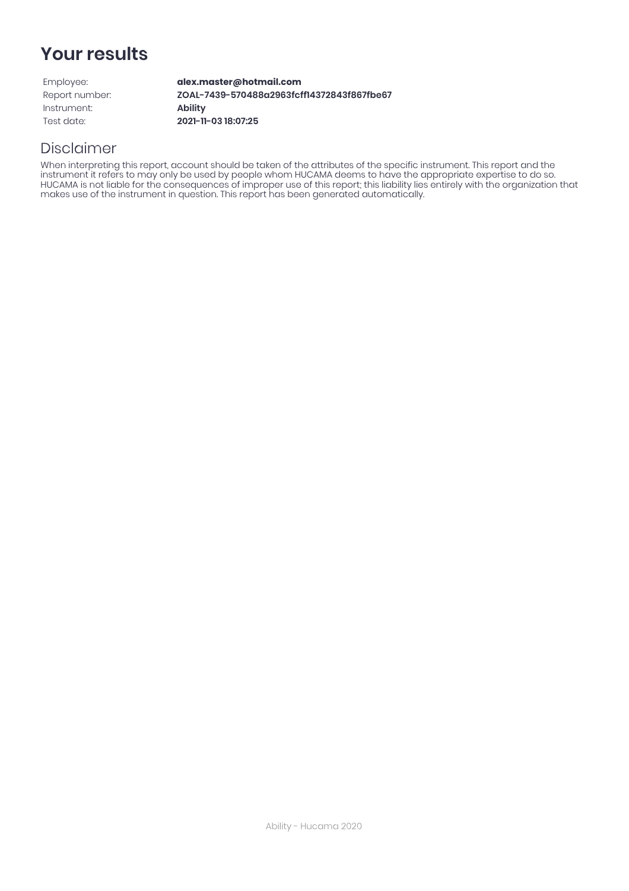# Your results

| | |
|---|---|
| Employee: | **alex.master@hotmail.com** |
| Report number: | **ZOAL-7439-570488a2963fcff14372843f867fbe67** |
| Instrument: | **Ability** |
| Test date: | **2021-11-03 18:07:25** |

## Disclaimer

When interpreting this report, account should be taken of the attributes of the specific instrument. This report and the instrument it refers to may only be used by people whom HUCAMA deems to have the appropriate expertise to do so. HUCAMA is not liable for the consequences of improper use of this report; this liability lies entirely with the organization that makes use of the instrument in question. This report has been generated automatically.